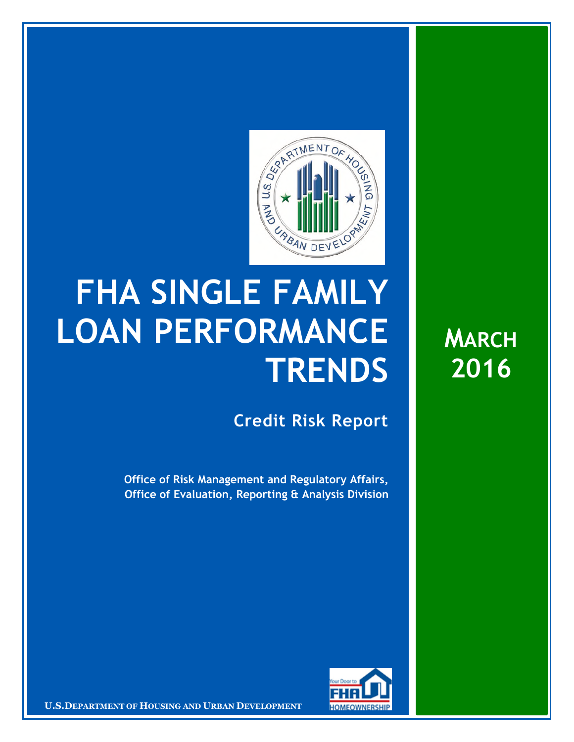# FHA SINGLE FAMILY LOAN PERFORMANCE TRENDS

## Credit Risk Report

**Office of Risk Management and Regulatory Affairs, Office of Evaluation, Reporting & Analysis Division**

**MARCH 2016**

U.S. DEPARTMENT OF HOUSING AND URBAN DEVELOPMENT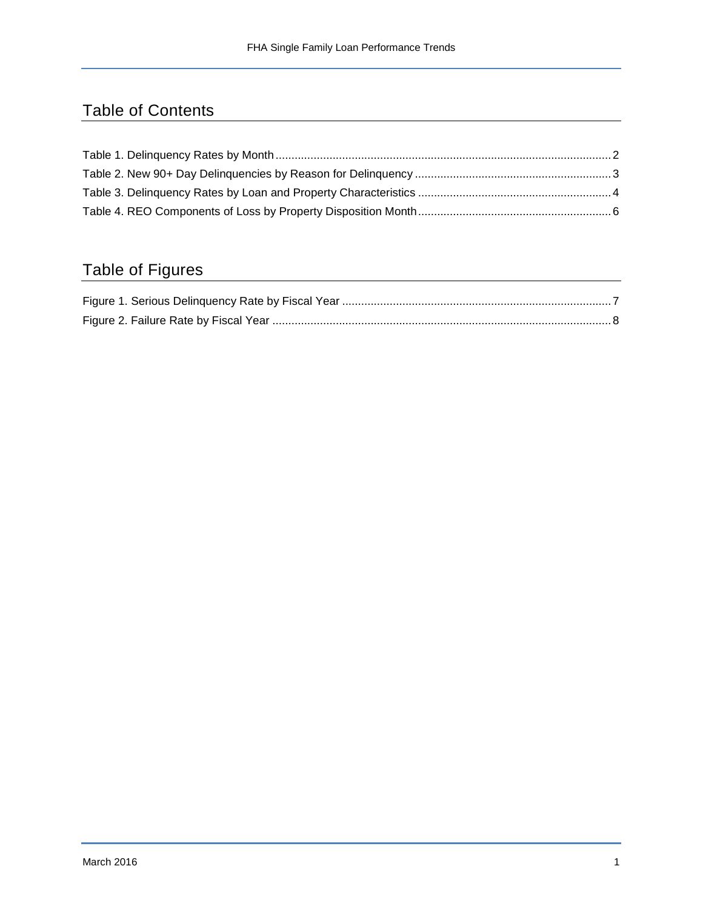# Table of Contents

Table 1. Delinquency Rates by Month ........ 2
Table 2. New 90+ Day Delinquencies by Reason for Delinquency ........ 3
Table 3. Delinquency Rates by Loan and Property Characteristics ........ 4
Table 4. REO Components of Loss by Property Disposition Month ........ 6

# Table of Figures

Figure 1. Serious Delinquency Rate by Fiscal Year ........ 7
Figure 2. Failure Rate by Fiscal Year ........ 8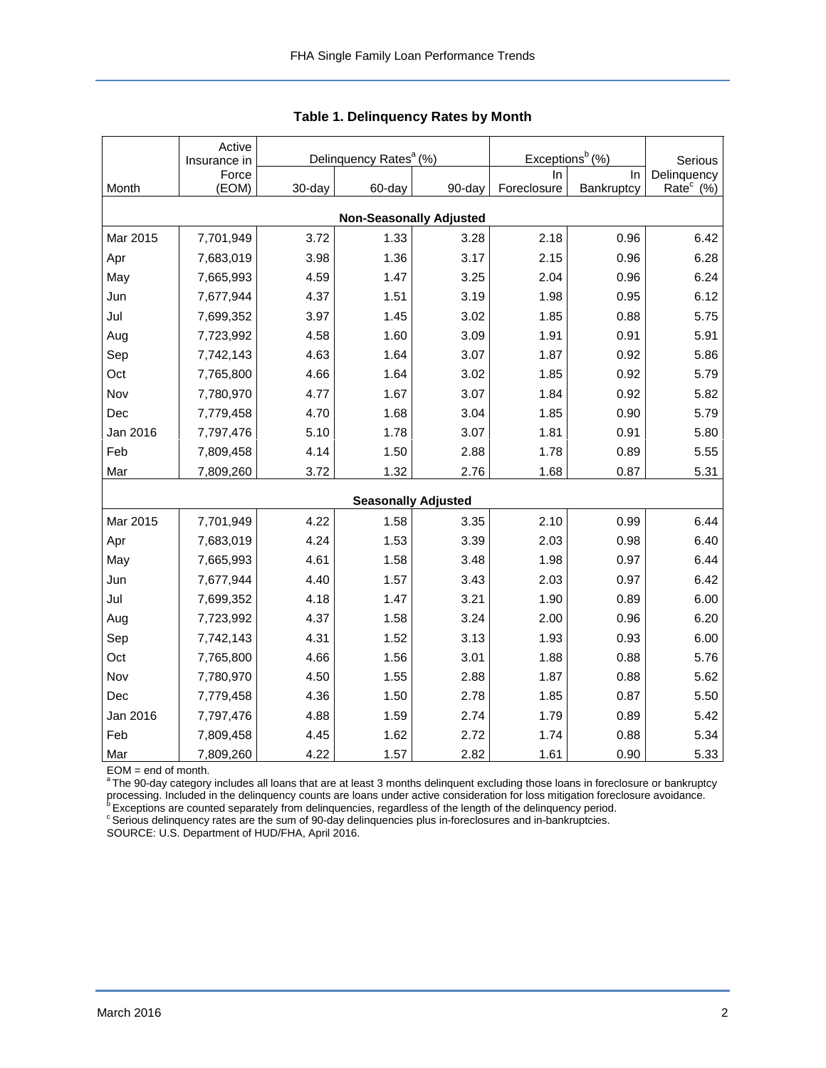**Table 1. Delinquency Rates by Month**

| Month | Active Insurance in Force (EOM) | Delinquency Rates[a] (%) | | | Exceptions[b] (%) | | Serious Delinquency Rate[c] (%) |
|---|---|---|---|---|---|---|---|
| | | 30-day | 60-day | 90-day | In Foreclosure | In Bankruptcy | |
| **Non-Seasonally Adjusted** | | | | | | | |
| Mar 2015 | 7,701,949 | 3.72 | 1.33 | 3.28 | 2.18 | 0.96 | 6.42 |
| Apr | 7,683,019 | 3.98 | 1.36 | 3.17 | 2.15 | 0.96 | 6.28 |
| May | 7,665,993 | 4.59 | 1.47 | 3.25 | 2.04 | 0.96 | 6.24 |
| Jun | 7,677,944 | 4.37 | 1.51 | 3.19 | 1.98 | 0.95 | 6.12 |
| Jul | 7,699,352 | 3.97 | 1.45 | 3.02 | 1.85 | 0.88 | 5.75 |
| Aug | 7,723,992 | 4.58 | 1.60 | 3.09 | 1.91 | 0.91 | 5.91 |
| Sep | 7,742,143 | 4.63 | 1.64 | 3.07 | 1.87 | 0.92 | 5.86 |
| Oct | 7,765,800 | 4.66 | 1.64 | 3.02 | 1.85 | 0.92 | 5.79 |
| Nov | 7,780,970 | 4.77 | 1.67 | 3.07 | 1.84 | 0.92 | 5.82 |
| Dec | 7,779,458 | 4.70 | 1.68 | 3.04 | 1.85 | 0.90 | 5.79 |
| Jan 2016 | 7,797,476 | 5.10 | 1.78 | 3.07 | 1.81 | 0.91 | 5.80 |
| Feb | 7,809,458 | 4.14 | 1.50 | 2.88 | 1.78 | 0.89 | 5.55 |
| Mar | 7,809,260 | 3.72 | 1.32 | 2.76 | 1.68 | 0.87 | 5.31 |
| **Seasonally Adjusted** | | | | | | | |
| Mar 2015 | 7,701,949 | 4.22 | 1.58 | 3.35 | 2.10 | 0.99 | 6.44 |
| Apr | 7,683,019 | 4.24 | 1.53 | 3.39 | 2.03 | 0.98 | 6.40 |
| May | 7,665,993 | 4.61 | 1.58 | 3.48 | 1.98 | 0.97 | 6.44 |
| Jun | 7,677,944 | 4.40 | 1.57 | 3.43 | 2.03 | 0.97 | 6.42 |
| Jul | 7,699,352 | 4.18 | 1.47 | 3.21 | 1.90 | 0.89 | 6.00 |
| Aug | 7,723,992 | 4.37 | 1.58 | 3.24 | 2.00 | 0.96 | 6.20 |
| Sep | 7,742,143 | 4.31 | 1.52 | 3.13 | 1.93 | 0.93 | 6.00 |
| Oct | 7,765,800 | 4.66 | 1.56 | 3.01 | 1.88 | 0.88 | 5.76 |
| Nov | 7,780,970 | 4.50 | 1.55 | 2.88 | 1.87 | 0.88 | 5.62 |
| Dec | 7,779,458 | 4.36 | 1.50 | 2.78 | 1.85 | 0.87 | 5.50 |
| Jan 2016 | 7,797,476 | 4.88 | 1.59 | 2.74 | 1.79 | 0.89 | 5.42 |
| Feb | 7,809,458 | 4.45 | 1.62 | 2.72 | 1.74 | 0.88 | 5.34 |
| Mar | 7,809,260 | 4.22 | 1.57 | 2.82 | 1.61 | 0.90 | 5.33 |

EOM = end of month.

[a] The 90-day category includes all loans that are at least 3 months delinquent excluding those loans in foreclosure or bankruptcy processing. Included in the delinquency counts are loans under active consideration for loss mitigation foreclosure avoidance.

[b] Exceptions are counted separately from delinquencies, regardless of the length of the delinquency period.

[c] Serious delinquency rates are the sum of 90-day delinquencies plus in-foreclosures and in-bankruptcies.

SOURCE: U.S. Department of HUD/FHA, April 2016.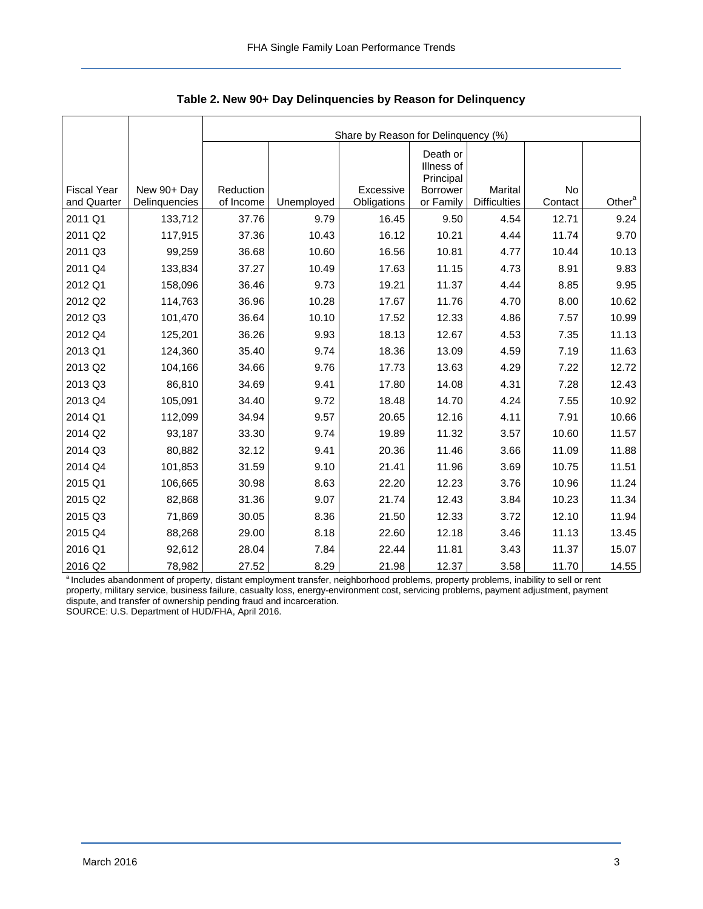**Table 2. New 90+ Day Delinquencies by Reason for Delinquency**

| Fiscal Year and Quarter | New 90+ Day Delinquencies | Share by Reason for Delinquency (%) | | | | | | |
|---|---|---|---|---|---|---|---|---|
| | | Reduction of Income | Unemployed | Excessive Obligations | Death or Illness of Principal Borrower or Family | Marital Difficulties | No Contact | Other[a] |
| 2011 Q1 | 133,712 | 37.76 | 9.79 | 16.45 | 9.50 | 4.54 | 12.71 | 9.24 |
| 2011 Q2 | 117,915 | 37.36 | 10.43 | 16.12 | 10.21 | 4.44 | 11.74 | 9.70 |
| 2011 Q3 | 99,259 | 36.68 | 10.60 | 16.56 | 10.81 | 4.77 | 10.44 | 10.13 |
| 2011 Q4 | 133,834 | 37.27 | 10.49 | 17.63 | 11.15 | 4.73 | 8.91 | 9.83 |
| 2012 Q1 | 158,096 | 36.46 | 9.73 | 19.21 | 11.37 | 4.44 | 8.85 | 9.95 |
| 2012 Q2 | 114,763 | 36.96 | 10.28 | 17.67 | 11.76 | 4.70 | 8.00 | 10.62 |
| 2012 Q3 | 101,470 | 36.64 | 10.10 | 17.52 | 12.33 | 4.86 | 7.57 | 10.99 |
| 2012 Q4 | 125,201 | 36.26 | 9.93 | 18.13 | 12.67 | 4.53 | 7.35 | 11.13 |
| 2013 Q1 | 124,360 | 35.40 | 9.74 | 18.36 | 13.09 | 4.59 | 7.19 | 11.63 |
| 2013 Q2 | 104,166 | 34.66 | 9.76 | 17.73 | 13.63 | 4.29 | 7.22 | 12.72 |
| 2013 Q3 | 86,810 | 34.69 | 9.41 | 17.80 | 14.08 | 4.31 | 7.28 | 12.43 |
| 2013 Q4 | 105,091 | 34.40 | 9.72 | 18.48 | 14.70 | 4.24 | 7.55 | 10.92 |
| 2014 Q1 | 112,099 | 34.94 | 9.57 | 20.65 | 12.16 | 4.11 | 7.91 | 10.66 |
| 2014 Q2 | 93,187 | 33.30 | 9.74 | 19.89 | 11.32 | 3.57 | 10.60 | 11.57 |
| 2014 Q3 | 80,882 | 32.12 | 9.41 | 20.36 | 11.46 | 3.66 | 11.09 | 11.88 |
| 2014 Q4 | 101,853 | 31.59 | 9.10 | 21.41 | 11.96 | 3.69 | 10.75 | 11.51 |
| 2015 Q1 | 106,665 | 30.98 | 8.63 | 22.20 | 12.23 | 3.76 | 10.96 | 11.24 |
| 2015 Q2 | 82,868 | 31.36 | 9.07 | 21.74 | 12.43 | 3.84 | 10.23 | 11.34 |
| 2015 Q3 | 71,869 | 30.05 | 8.36 | 21.50 | 12.33 | 3.72 | 12.10 | 11.94 |
| 2015 Q4 | 88,268 | 29.00 | 8.18 | 22.60 | 12.18 | 3.46 | 11.13 | 13.45 |
| 2016 Q1 | 92,612 | 28.04 | 7.84 | 22.44 | 11.81 | 3.43 | 11.37 | 15.07 |
| 2016 Q2 | 78,982 | 27.52 | 8.29 | 21.98 | 12.37 | 3.58 | 11.70 | 14.55 |

[a] Includes abandonment of property, distant employment transfer, neighborhood problems, property problems, inability to sell or rent property, military service, business failure, casualty loss, energy-environment cost, servicing problems, payment adjustment, payment dispute, and transfer of ownership pending fraud and incarceration.

SOURCE: U.S. Department of HUD/FHA, April 2016.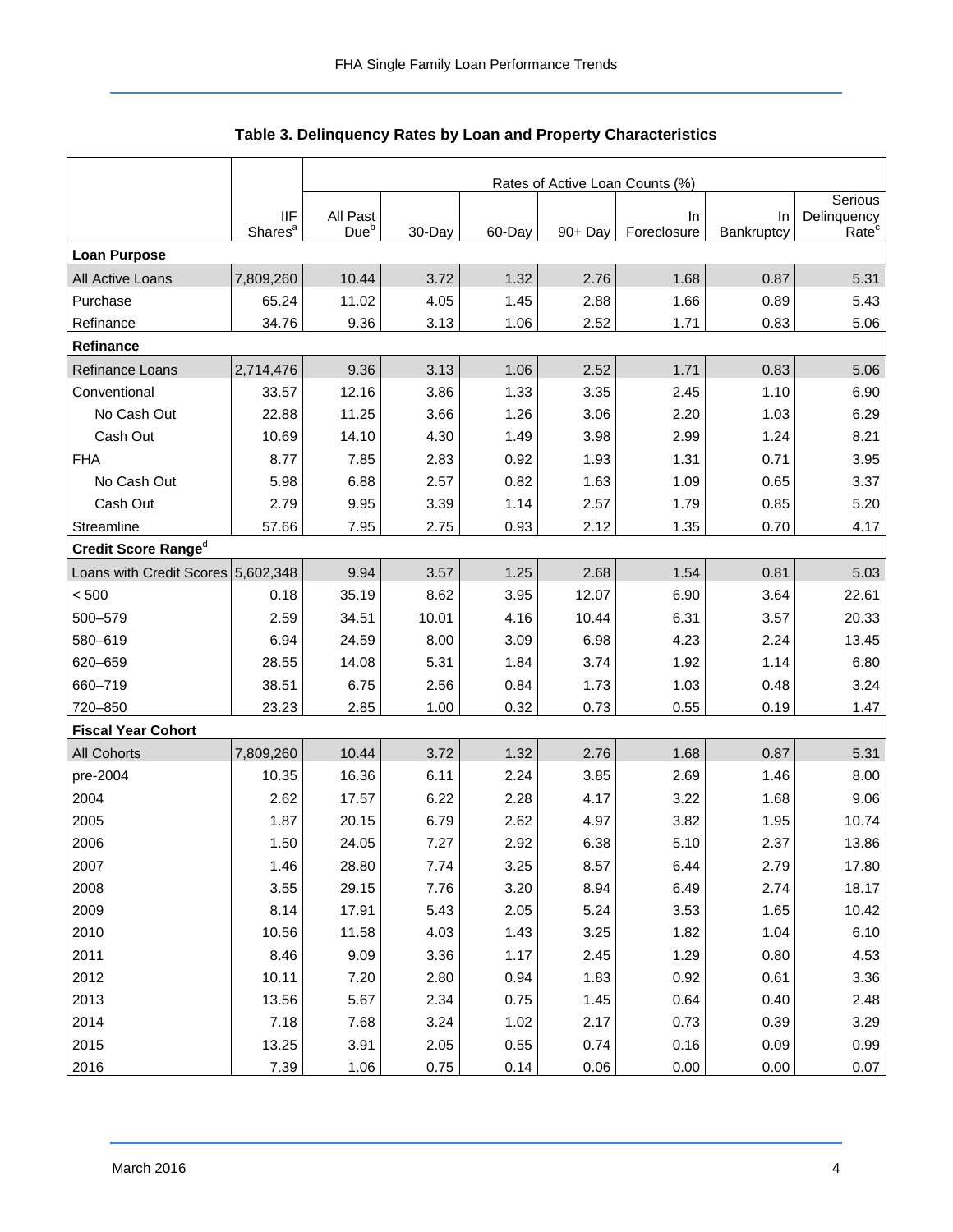## Table 3. Delinquency Rates by Loan and Property Characteristics

| | IIF Shares[a] | Rates of Active Loan Counts (%) | | | | | | |
|---|---|---|---|---|---|---|---|---|
| | | All Past Due[b] | 30-Day | 60-Day | 90+ Day | In Foreclosure | In Bankruptcy | Serious Delinquency Rate[c] |
| **Loan Purpose** | | | | | | | | |
| All Active Loans | 7,809,260 | 10.44 | 3.72 | 1.32 | 2.76 | 1.68 | 0.87 | 5.31 |
| Purchase | 65.24 | 11.02 | 4.05 | 1.45 | 2.88 | 1.66 | 0.89 | 5.43 |
| Refinance | 34.76 | 9.36 | 3.13 | 1.06 | 2.52 | 1.71 | 0.83 | 5.06 |
| **Refinance** | | | | | | | | |
| Refinance Loans | 2,714,476 | 9.36 | 3.13 | 1.06 | 2.52 | 1.71 | 0.83 | 5.06 |
| Conventional | 33.57 | 12.16 | 3.86 | 1.33 | 3.35 | 2.45 | 1.10 | 6.90 |
| No Cash Out | 22.88 | 11.25 | 3.66 | 1.26 | 3.06 | 2.20 | 1.03 | 6.29 |
| Cash Out | 10.69 | 14.10 | 4.30 | 1.49 | 3.98 | 2.99 | 1.24 | 8.21 |
| FHA | 8.77 | 7.85 | 2.83 | 0.92 | 1.93 | 1.31 | 0.71 | 3.95 |
| No Cash Out | 5.98 | 6.88 | 2.57 | 0.82 | 1.63 | 1.09 | 0.65 | 3.37 |
| Cash Out | 2.79 | 9.95 | 3.39 | 1.14 | 2.57 | 1.79 | 0.85 | 5.20 |
| Streamline | 57.66 | 7.95 | 2.75 | 0.93 | 2.12 | 1.35 | 0.70 | 4.17 |
| **Credit Score Range[d]** | | | | | | | | |
| Loans with Credit Scores | 5,602,348 | 9.94 | 3.57 | 1.25 | 2.68 | 1.54 | 0.81 | 5.03 |
| < 500 | 0.18 | 35.19 | 8.62 | 3.95 | 12.07 | 6.90 | 3.64 | 22.61 |
| 500–579 | 2.59 | 34.51 | 10.01 | 4.16 | 10.44 | 6.31 | 3.57 | 20.33 |
| 580–619 | 6.94 | 24.59 | 8.00 | 3.09 | 6.98 | 4.23 | 2.24 | 13.45 |
| 620–659 | 28.55 | 14.08 | 5.31 | 1.84 | 3.74 | 1.92 | 1.14 | 6.80 |
| 660–719 | 38.51 | 6.75 | 2.56 | 0.84 | 1.73 | 1.03 | 0.48 | 3.24 |
| 720–850 | 23.23 | 2.85 | 1.00 | 0.32 | 0.73 | 0.55 | 0.19 | 1.47 |
| **Fiscal Year Cohort** | | | | | | | | |
| All Cohorts | 7,809,260 | 10.44 | 3.72 | 1.32 | 2.76 | 1.68 | 0.87 | 5.31 |
| pre-2004 | 10.35 | 16.36 | 6.11 | 2.24 | 3.85 | 2.69 | 1.46 | 8.00 |
| 2004 | 2.62 | 17.57 | 6.22 | 2.28 | 4.17 | 3.22 | 1.68 | 9.06 |
| 2005 | 1.87 | 20.15 | 6.79 | 2.62 | 4.97 | 3.82 | 1.95 | 10.74 |
| 2006 | 1.50 | 24.05 | 7.27 | 2.92 | 6.38 | 5.10 | 2.37 | 13.86 |
| 2007 | 1.46 | 28.80 | 7.74 | 3.25 | 8.57 | 6.44 | 2.79 | 17.80 |
| 2008 | 3.55 | 29.15 | 7.76 | 3.20 | 8.94 | 6.49 | 2.74 | 18.17 |
| 2009 | 8.14 | 17.91 | 5.43 | 2.05 | 5.24 | 3.53 | 1.65 | 10.42 |
| 2010 | 10.56 | 11.58 | 4.03 | 1.43 | 3.25 | 1.82 | 1.04 | 6.10 |
| 2011 | 8.46 | 9.09 | 3.36 | 1.17 | 2.45 | 1.29 | 0.80 | 4.53 |
| 2012 | 10.11 | 7.20 | 2.80 | 0.94 | 1.83 | 0.92 | 0.61 | 3.36 |
| 2013 | 13.56 | 5.67 | 2.34 | 0.75 | 1.45 | 0.64 | 0.40 | 2.48 |
| 2014 | 7.18 | 7.68 | 3.24 | 1.02 | 2.17 | 0.73 | 0.39 | 3.29 |
| 2015 | 13.25 | 3.91 | 2.05 | 0.55 | 0.74 | 0.16 | 0.09 | 0.99 |
| 2016 | 7.39 | 1.06 | 0.75 | 0.14 | 0.06 | 0.00 | 0.00 | 0.07 |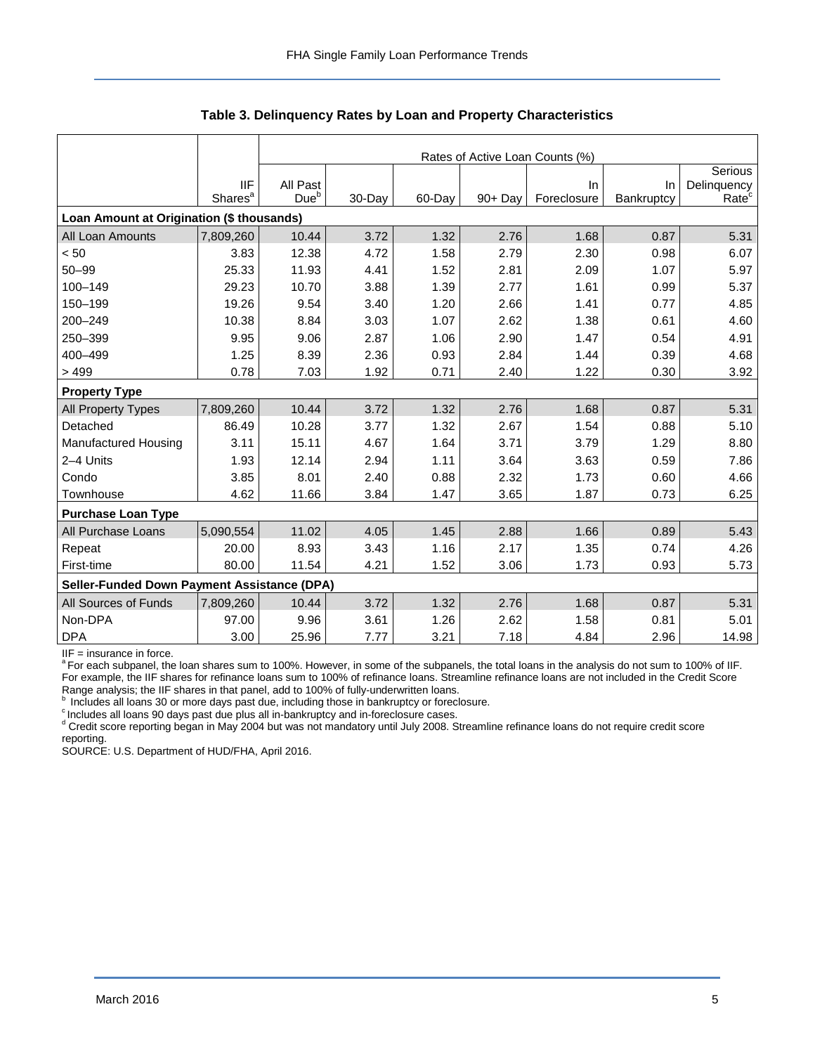### Table 3. Delinquency Rates by Loan and Property Characteristics

| | IIF Shares[a] | Rates of Active Loan Counts (%) | | | | | | |
|---|---|---|---|---|---|---|---|---|
| | | All Past Due[b] | 30-Day | 60-Day | 90+ Day | In Foreclosure | In Bankruptcy | Serious Delinquency Rate[c] |
| **Loan Amount at Origination ($ thousands)** | | | | | | | | |
| All Loan Amounts | 7,809,260 | 10.44 | 3.72 | 1.32 | 2.76 | 1.68 | 0.87 | 5.31 |
| < 50 | 3.83 | 12.38 | 4.72 | 1.58 | 2.79 | 2.30 | 0.98 | 6.07 |
| 50–99 | 25.33 | 11.93 | 4.41 | 1.52 | 2.81 | 2.09 | 1.07 | 5.97 |
| 100–149 | 29.23 | 10.70 | 3.88 | 1.39 | 2.77 | 1.61 | 0.99 | 5.37 |
| 150–199 | 19.26 | 9.54 | 3.40 | 1.20 | 2.66 | 1.41 | 0.77 | 4.85 |
| 200–249 | 10.38 | 8.84 | 3.03 | 1.07 | 2.62 | 1.38 | 0.61 | 4.60 |
| 250–399 | 9.95 | 9.06 | 2.87 | 1.06 | 2.90 | 1.47 | 0.54 | 4.91 |
| 400–499 | 1.25 | 8.39 | 2.36 | 0.93 | 2.84 | 1.44 | 0.39 | 4.68 |
| > 499 | 0.78 | 7.03 | 1.92 | 0.71 | 2.40 | 1.22 | 0.30 | 3.92 |
| **Property Type** | | | | | | | | |
| All Property Types | 7,809,260 | 10.44 | 3.72 | 1.32 | 2.76 | 1.68 | 0.87 | 5.31 |
| Detached | 86.49 | 10.28 | 3.77 | 1.32 | 2.67 | 1.54 | 0.88 | 5.10 |
| Manufactured Housing | 3.11 | 15.11 | 4.67 | 1.64 | 3.71 | 3.79 | 1.29 | 8.80 |
| 2–4 Units | 1.93 | 12.14 | 2.94 | 1.11 | 3.64 | 3.63 | 0.59 | 7.86 |
| Condo | 3.85 | 8.01 | 2.40 | 0.88 | 2.32 | 1.73 | 0.60 | 4.66 |
| Townhouse | 4.62 | 11.66 | 3.84 | 1.47 | 3.65 | 1.87 | 0.73 | 6.25 |
| **Purchase Loan Type** | | | | | | | | |
| All Purchase Loans | 5,090,554 | 11.02 | 4.05 | 1.45 | 2.88 | 1.66 | 0.89 | 5.43 |
| Repeat | 20.00 | 8.93 | 3.43 | 1.16 | 2.17 | 1.35 | 0.74 | 4.26 |
| First-time | 80.00 | 11.54 | 4.21 | 1.52 | 3.06 | 1.73 | 0.93 | 5.73 |
| **Seller-Funded Down Payment Assistance (DPA)** | | | | | | | | |
| All Sources of Funds | 7,809,260 | 10.44 | 3.72 | 1.32 | 2.76 | 1.68 | 0.87 | 5.31 |
| Non-DPA | 97.00 | 9.96 | 3.61 | 1.26 | 2.62 | 1.58 | 0.81 | 5.01 |
| DPA | 3.00 | 25.96 | 7.77 | 3.21 | 7.18 | 4.84 | 2.96 | 14.98 |

IIF = insurance in force.

[a] For each subpanel, the loan shares sum to 100%. However, in some of the subpanels, the total loans in the analysis do not sum to 100% of IIF. For example, the IIF shares for refinance loans sum to 100% of refinance loans. Streamline refinance loans are not included in the Credit Score Range analysis; the IIF shares in that panel, add to 100% of fully-underwritten loans.

[b] Includes all loans 30 or more days past due, including those in bankruptcy or foreclosure.

[c] Includes all loans 90 days past due plus all in-bankruptcy and in-foreclosure cases.

[d] Credit score reporting began in May 2004 but was not mandatory until July 2008. Streamline refinance loans do not require credit score reporting.

SOURCE: U.S. Department of HUD/FHA, April 2016.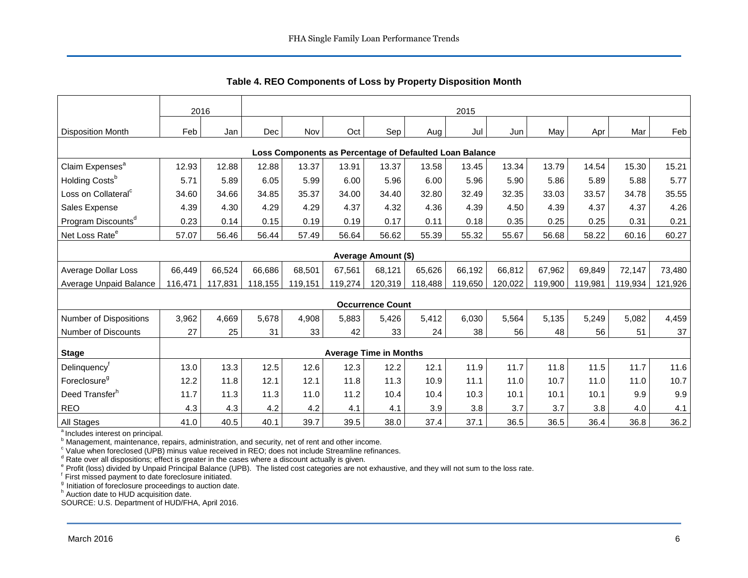### Table 4. REO Components of Loss by Property Disposition Month

| | 2016 | | 2015 | | | | | | | | | | |
|---|---|---|---|---|---|---|---|---|---|---|---|---|---|
| Disposition Month | Feb | Jan | Dec | Nov | Oct | Sep | Aug | Jul | Jun | May | Apr | Mar | Feb |
| **Loss Components as Percentage of Defaulted Loan Balance** | | | | | | | | | | | | | |
| Claim Expenses[a] | 12.93 | 12.88 | 12.88 | 13.37 | 13.91 | 13.37 | 13.58 | 13.45 | 13.34 | 13.79 | 14.54 | 15.30 | 15.21 |
| Holding Costs[b] | 5.71 | 5.89 | 6.05 | 5.99 | 6.00 | 5.96 | 6.00 | 5.96 | 5.90 | 5.86 | 5.89 | 5.88 | 5.77 |
| Loss on Collateral[c] | 34.60 | 34.66 | 34.85 | 35.37 | 34.00 | 34.40 | 32.80 | 32.49 | 32.35 | 33.03 | 33.57 | 34.78 | 35.55 |
| Sales Expense | 4.39 | 4.30 | 4.29 | 4.29 | 4.37 | 4.32 | 4.36 | 4.39 | 4.50 | 4.39 | 4.37 | 4.37 | 4.26 |
| Program Discounts[d] | 0.23 | 0.14 | 0.15 | 0.19 | 0.19 | 0.17 | 0.11 | 0.18 | 0.35 | 0.25 | 0.25 | 0.31 | 0.21 |
| Net Loss Rate[e] | 57.07 | 56.46 | 56.44 | 57.49 | 56.64 | 56.62 | 55.39 | 55.32 | 55.67 | 56.68 | 58.22 | 60.16 | 60.27 |
| **Average Amount ($)** | | | | | | | | | | | | | |
| Average Dollar Loss | 66,449 | 66,524 | 66,686 | 68,501 | 67,561 | 68,121 | 65,626 | 66,192 | 66,812 | 67,962 | 69,849 | 72,147 | 73,480 |
| Average Unpaid Balance | 116,471 | 117,831 | 118,155 | 119,151 | 119,274 | 120,319 | 118,488 | 119,650 | 120,022 | 119,900 | 119,981 | 119,934 | 121,926 |
| **Occurrence Count** | | | | | | | | | | | | | |
| Number of Dispositions | 3,962 | 4,669 | 5,678 | 4,908 | 5,883 | 5,426 | 5,412 | 6,030 | 5,564 | 5,135 | 5,249 | 5,082 | 4,459 |
| Number of Discounts | 27 | 25 | 31 | 33 | 42 | 33 | 24 | 38 | 56 | 48 | 56 | 51 | 37 |
| **Stage** | **Average Time in Months** | | | | | | | | | | | | |
| Delinquency[f] | 13.0 | 13.3 | 12.5 | 12.6 | 12.3 | 12.2 | 12.1 | 11.9 | 11.7 | 11.8 | 11.5 | 11.7 | 11.6 |
| Foreclosure[g] | 12.2 | 11.8 | 12.1 | 12.1 | 11.8 | 11.3 | 10.9 | 11.1 | 11.0 | 10.7 | 11.0 | 11.0 | 10.7 |
| Deed Transfer[h] | 11.7 | 11.3 | 11.3 | 11.0 | 11.2 | 10.4 | 10.4 | 10.3 | 10.1 | 10.1 | 10.1 | 9.9 | 9.9 |
| REO | 4.3 | 4.3 | 4.2 | 4.2 | 4.1 | 4.1 | 3.9 | 3.8 | 3.7 | 3.7 | 3.8 | 4.0 | 4.1 |
| All Stages | 41.0 | 40.5 | 40.1 | 39.7 | 39.5 | 38.0 | 37.4 | 37.1 | 36.5 | 36.5 | 36.4 | 36.8 | 36.2 |

[a] Includes interest on principal.
[b] Management, maintenance, repairs, administration, and security, net of rent and other income.
[c] Value when foreclosed (UPB) minus value received in REO; does not include Streamline refinances.
[d] Rate over all dispositions; effect is greater in the cases where a discount actually is given.
[e] Profit (loss) divided by Unpaid Principal Balance (UPB). The listed cost categories are not exhaustive, and they will not sum to the loss rate.
[f] First missed payment to date foreclosure initiated.
[g] Initiation of foreclosure proceedings to auction date.
[h] Auction date to HUD acquisition date.
SOURCE: U.S. Department of HUD/FHA, April 2016.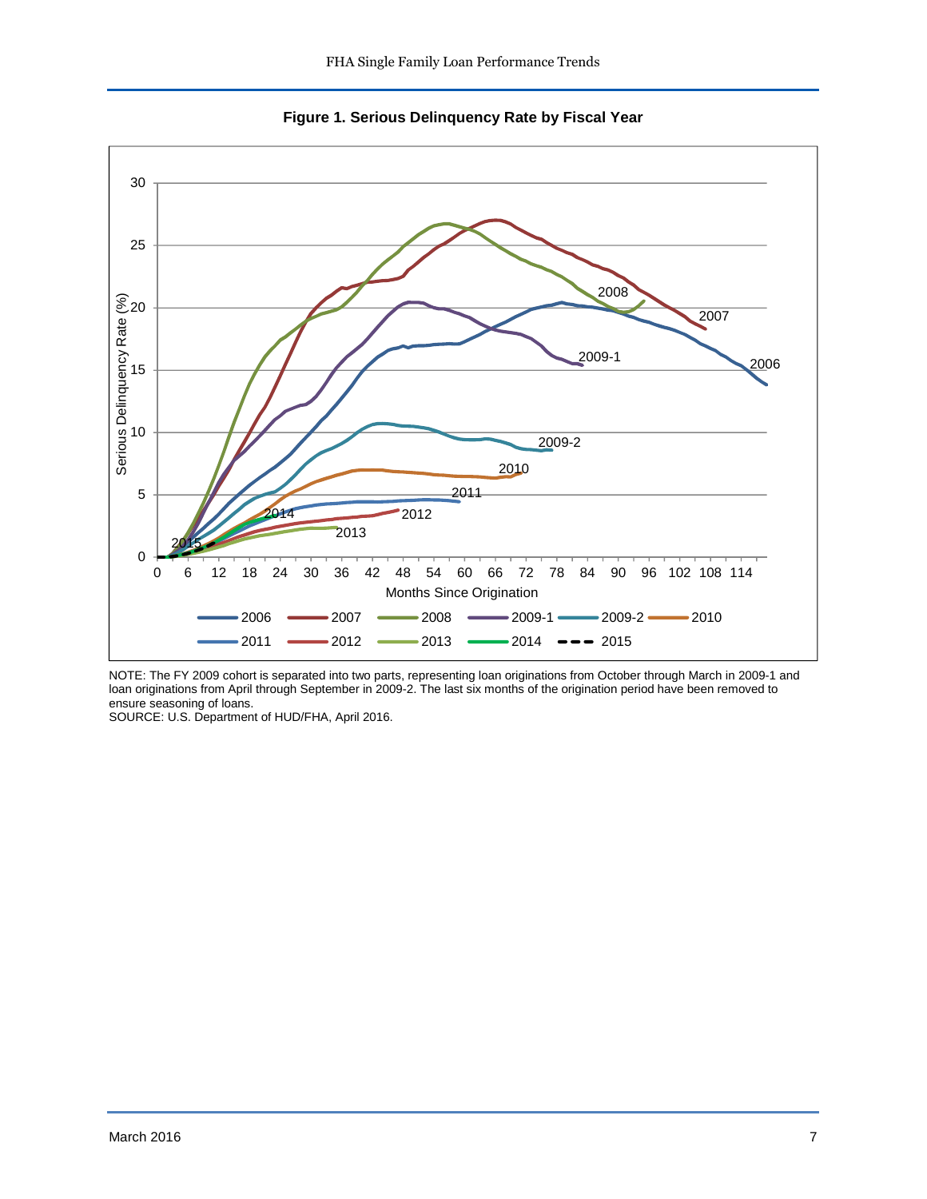**Figure 1. Serious Delinquency Rate by Fiscal Year**

NOTE: The FY 2009 cohort is separated into two parts, representing loan originations from October through March in 2009-1 and loan originations from April through September in 2009-2. The last six months of the origination period have been removed to ensure seasoning of loans.

SOURCE: U.S. Department of HUD/FHA, April 2016.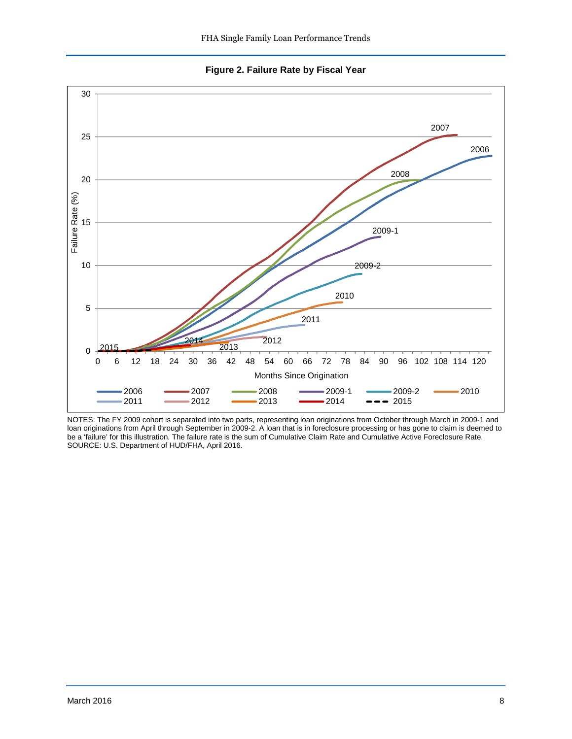**Figure 2. Failure Rate by Fiscal Year**

Failure Rate (%)

30
25
20
15
10
5
0

0 6 12 18 24 30 36 42 48 54 60 66 72 78 84 90 96 102 108 114 120

Months Since Origination

2007
2006
2008
2009-1
2009-2
2010
2011
2012
2013
2014
2015

Legend: 2006, 2007, 2008, 2009-1, 2009-2, 2010, 2011, 2012, 2013, 2014, 2015

NOTES: The FY 2009 cohort is separated into two parts, representing loan originations from October through March in 2009-1 and loan originations from April through September in 2009-2. A loan that is in foreclosure processing or has gone to claim is deemed to be a 'failure' for this illustration. The failure rate is the sum of Cumulative Claim Rate and Cumulative Active Foreclosure Rate.
SOURCE: U.S. Department of HUD/FHA, April 2016.